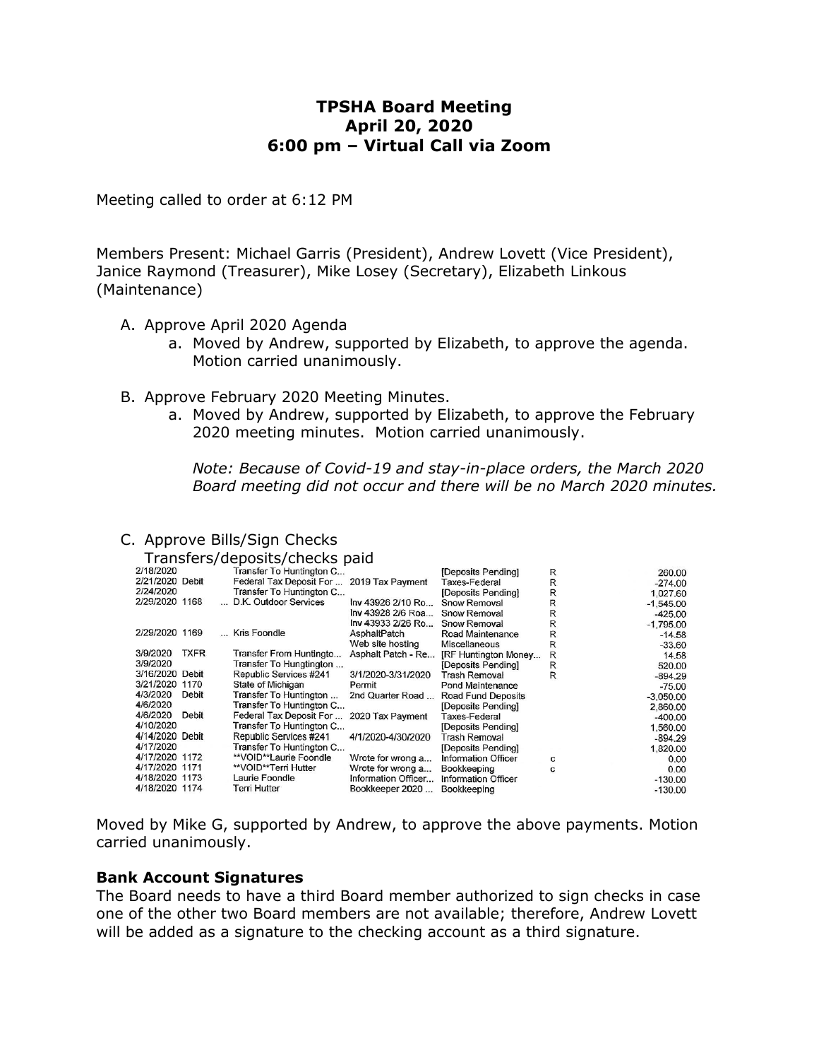# TPSHA Board Meeting
## April 20, 2020
## 6:00 pm – Virtual Call via Zoom

Meeting called to order at 6:12 PM

Members Present: Michael Garris (President), Andrew Lovett (Vice President), Janice Raymond (Treasurer), Mike Losey (Secretary), Elizabeth Linkous (Maintenance)

A. Approve April 2020 Agenda
   a. Moved by Andrew, supported by Elizabeth, to approve the agenda. Motion carried unanimously.

B. Approve February 2020 Meeting Minutes.
   a. Moved by Andrew, supported by Elizabeth, to approve the February 2020 meeting minutes. Motion carried unanimously.

   *Note: Because of Covid-19 and stay-in-place orders, the March 2020 Board meeting did not occur and there will be no March 2020 minutes.*

C. Approve Bills/Sign Checks
   Transfers/deposits/checks paid

| | | | | | | |
|---|---|---|---|---|---|---|
| 2/18/2020 | | Transfer To Huntington C... | | [Deposits Pending] | R | 260.00 |
| 2/21/2020 | Debit | Federal Tax Deposit For ... | 2019 Tax Payment | Taxes-Federal | R | -274.00 |
| 2/24/2020 | | Transfer To Huntington C... | | [Deposits Pending] | R | 1,027.60 |
| 2/29/2020 | 1168 | ... D.K. Outdoor Services | Inv 43926 2/10 Ro... | Snow Removal | R | -1,545.00 |
| | | | Inv 43928 2/6 Roa... | Snow Removal | R | -425.00 |
| | | | Inv 43933 2/26 Ro... | Snow Removal | R | -1,795.00 |
| 2/29/2020 | 1169 | ... Kris Foondle | AsphaltPatch | Road Maintenance | R | -14.58 |
| | | | Web site hosting | Miscellaneous | R | -33.60 |
| 3/9/2020 | TXFR | Transfer From Huntingto... | Asphalt Patch - Re... | [RF Huntington Money... | R | 14.58 |
| 3/9/2020 | | Transfer To Hungtington ... | | [Deposits Pending] | R | 520.00 |
| 3/16/2020 | Debit | Republic Services #241 | 3/1/2020-3/31/2020 | Trash Removal | R | -894.29 |
| 3/21/2020 | 1170 | State of Michigan | Permit | Pond Maintenance | | -75.00 |
| 4/3/2020 | Debit | Transfer To Huntington ... | 2nd Quarter Road ... | Road Fund Deposits | | -3,050.00 |
| 4/6/2020 | | Transfer To Huntington C... | | [Deposits Pending] | | 2,860.00 |
| 4/6/2020 | Debit | Federal Tax Deposit For ... | 2020 Tax Payment | Taxes-Federal | | -400.00 |
| 4/10/2020 | | Transfer To Huntington C... | | [Deposits Pending] | | 1,560.00 |
| 4/14/2020 | Debit | Republic Services #241 | 4/1/2020-4/30/2020 | Trash Removal | | -894.29 |
| 4/17/2020 | | Transfer To Huntington C... | | [Deposits Pending] | | 1,820.00 |
| 4/17/2020 | 1172 | **VOID**Laurie Foondle | Wrote for wrong a... | Information Officer | c | 0.00 |
| 4/17/2020 | 1171 | **VOID**Terri Hutter | Wrote for wrong a... | Bookkeeping | c | 0.00 |
| 4/18/2020 | 1173 | Laurie Foondle | Information Officer... | Information Officer | | -130.00 |
| 4/18/2020 | 1174 | Terri Hutter | Bookkeeper 2020 ... | Bookkeeping | | -130.00 |

Moved by Mike G, supported by Andrew, to approve the above payments. Motion carried unanimously.

**Bank Account Signatures**

The Board needs to have a third Board member authorized to sign checks in case one of the other two Board members are not available; therefore, Andrew Lovett will be added as a signature to the checking account as a third signature.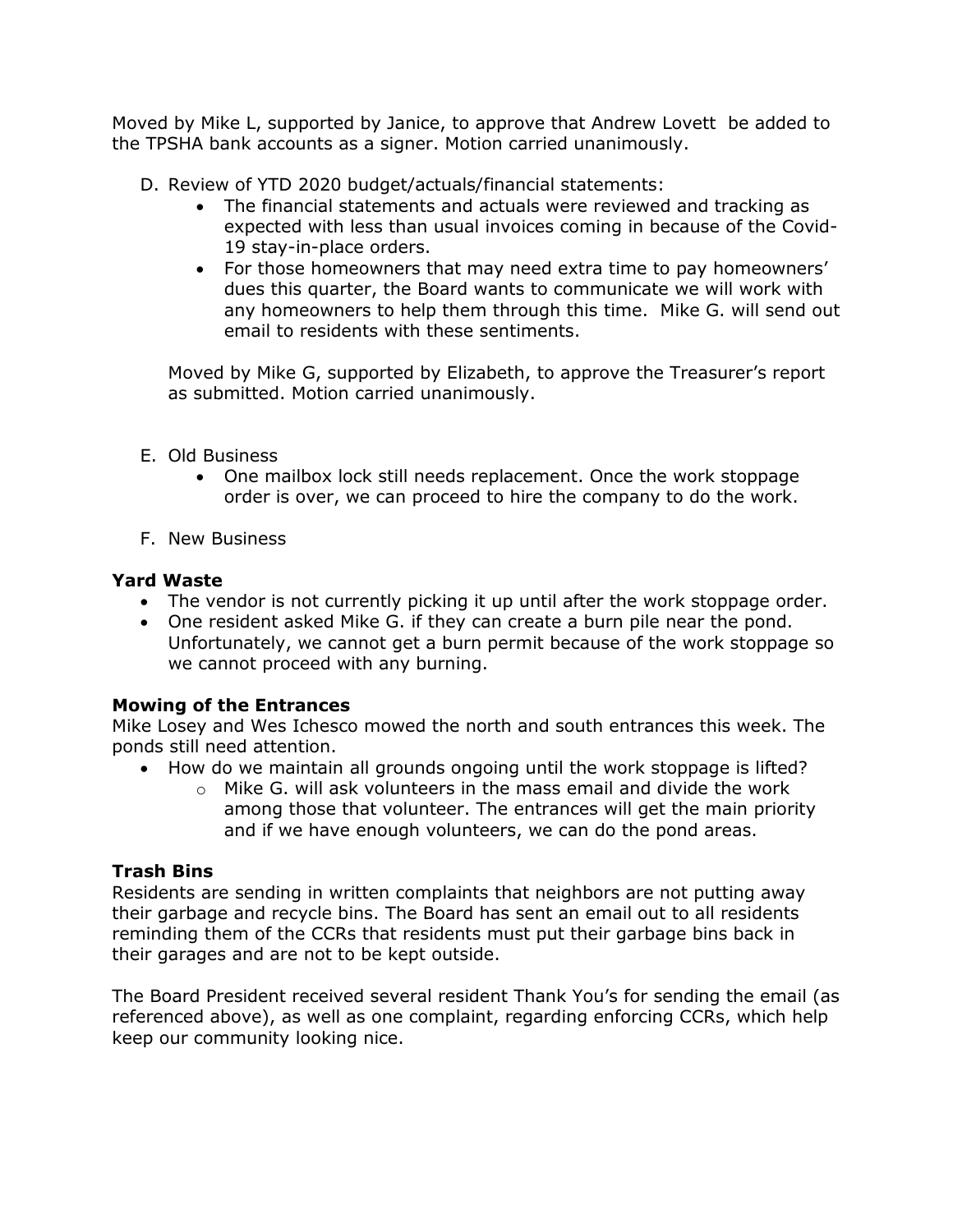Moved by Mike L, supported by Janice, to approve that Andrew Lovett be added to the TPSHA bank accounts as a signer. Motion carried unanimously.

D. Review of YTD 2020 budget/actuals/financial statements:
   - The financial statements and actuals were reviewed and tracking as expected with less than usual invoices coming in because of the Covid-19 stay-in-place orders.
   - For those homeowners that may need extra time to pay homeowners' dues this quarter, the Board wants to communicate we will work with any homeowners to help them through this time. Mike G. will send out email to residents with these sentiments.

   Moved by Mike G, supported by Elizabeth, to approve the Treasurer's report as submitted. Motion carried unanimously.

E. Old Business
   - One mailbox lock still needs replacement. Once the work stoppage order is over, we can proceed to hire the company to do the work.

F. New Business

**Yard Waste**

- The vendor is not currently picking it up until after the work stoppage order.
- One resident asked Mike G. if they can create a burn pile near the pond. Unfortunately, we cannot get a burn permit because of the work stoppage so we cannot proceed with any burning.

**Mowing of the Entrances**

Mike Losey and Wes Ichesco mowed the north and south entrances this week. The ponds still need attention.

- How do we maintain all grounds ongoing until the work stoppage is lifted?
  - Mike G. will ask volunteers in the mass email and divide the work among those that volunteer. The entrances will get the main priority and if we have enough volunteers, we can do the pond areas.

**Trash Bins**

Residents are sending in written complaints that neighbors are not putting away their garbage and recycle bins. The Board has sent an email out to all residents reminding them of the CCRs that residents must put their garbage bins back in their garages and are not to be kept outside.

The Board President received several resident Thank You's for sending the email (as referenced above), as well as one complaint, regarding enforcing CCRs, which help keep our community looking nice.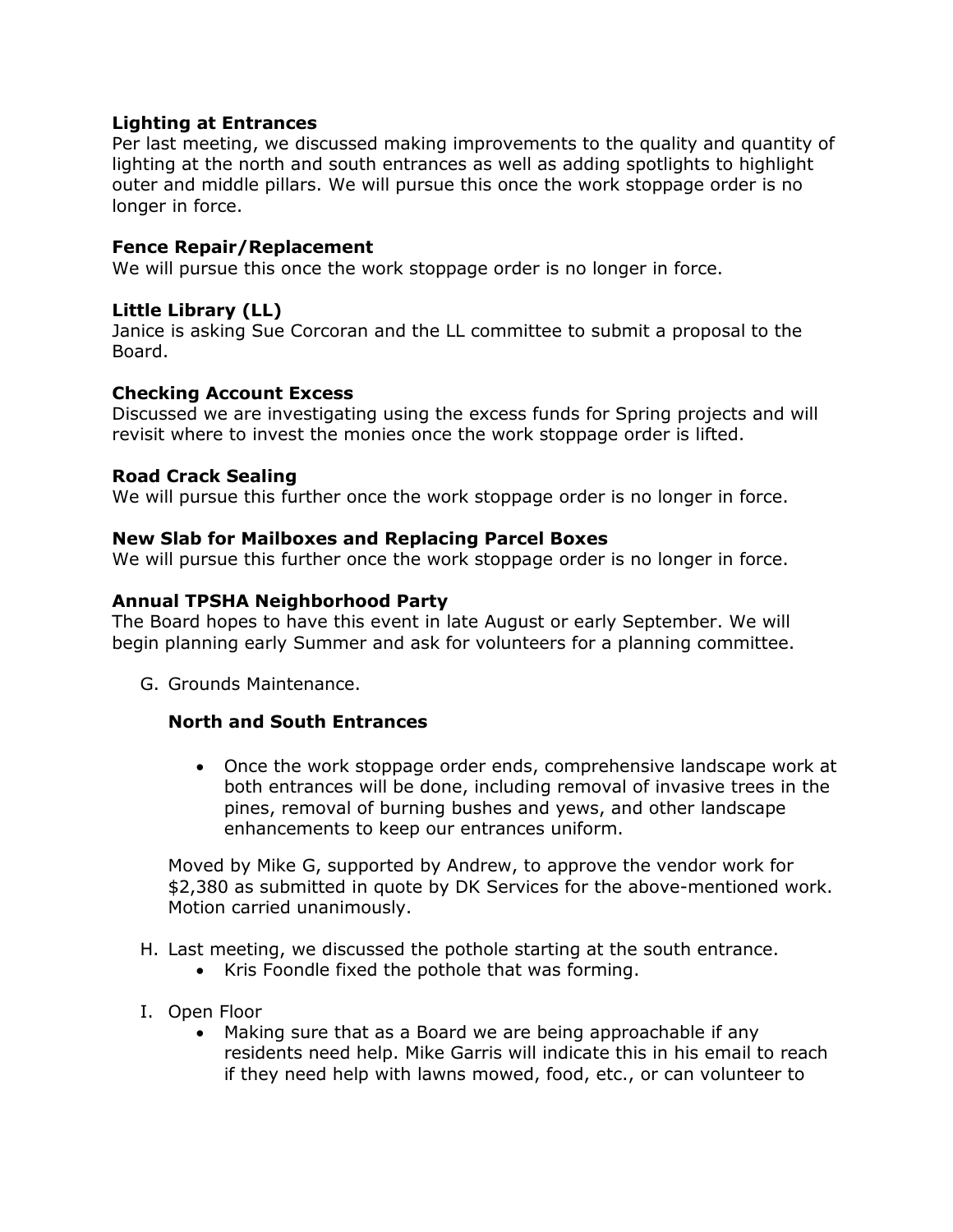**Lighting at Entrances**
Per last meeting, we discussed making improvements to the quality and quantity of lighting at the north and south entrances as well as adding spotlights to highlight outer and middle pillars. We will pursue this once the work stoppage order is no longer in force.

**Fence Repair/Replacement**
We will pursue this once the work stoppage order is no longer in force.

**Little Library (LL)**
Janice is asking Sue Corcoran and the LL committee to submit a proposal to the Board.

**Checking Account Excess**
Discussed we are investigating using the excess funds for Spring projects and will revisit where to invest the monies once the work stoppage order is lifted.

**Road Crack Sealing**
We will pursue this further once the work stoppage order is no longer in force.

**New Slab for Mailboxes and Replacing Parcel Boxes**
We will pursue this further once the work stoppage order is no longer in force.

**Annual TPSHA Neighborhood Party**
The Board hopes to have this event in late August or early September. We will begin planning early Summer and ask for volunteers for a planning committee.

G. Grounds Maintenance.

**North and South Entrances**

- Once the work stoppage order ends, comprehensive landscape work at both entrances will be done, including removal of invasive trees in the pines, removal of burning bushes and yews, and other landscape enhancements to keep our entrances uniform.

Moved by Mike G, supported by Andrew, to approve the vendor work for $2,380 as submitted in quote by DK Services for the above-mentioned work. Motion carried unanimously.

H. Last meeting, we discussed the pothole starting at the south entrance.
   - Kris Foondle fixed the pothole that was forming.

I. Open Floor
   - Making sure that as a Board we are being approachable if any residents need help. Mike Garris will indicate this in his email to reach if they need help with lawns mowed, food, etc., or can volunteer to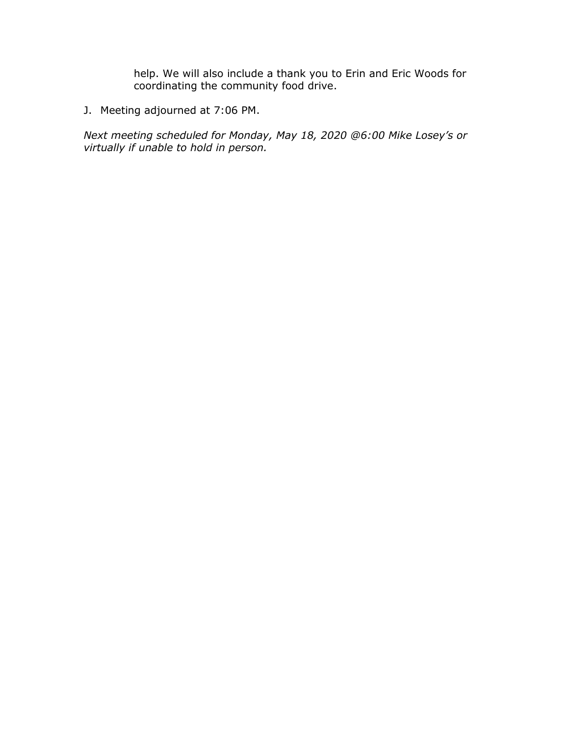help. We will also include a thank you to Erin and Eric Woods for coordinating the community food drive.

J. Meeting adjourned at 7:06 PM.

*Next meeting scheduled for Monday, May 18, 2020 @6:00 Mike Losey's or virtually if unable to hold in person.*